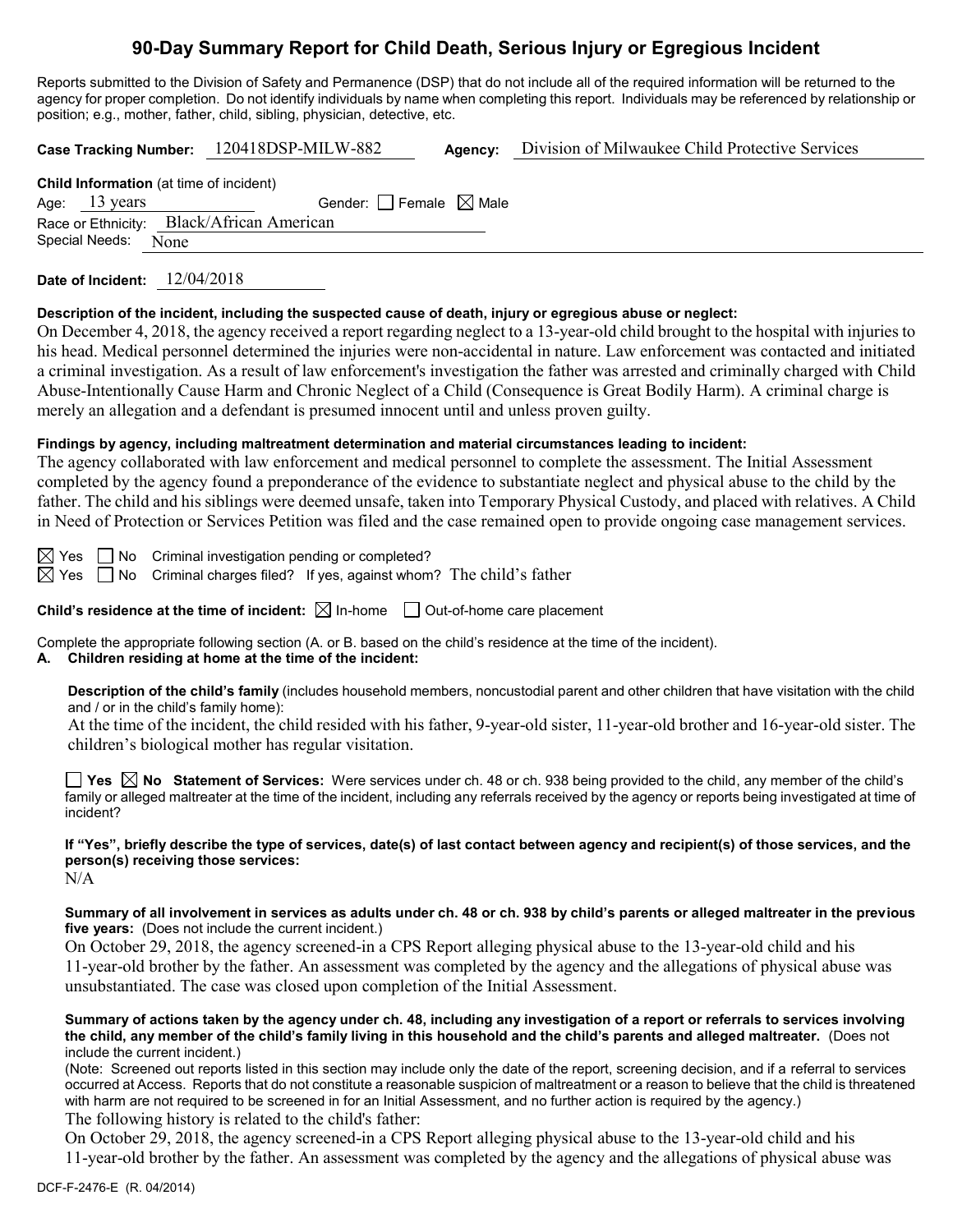# 90-Day Summary Report for Child Death, Serious Injury or Egregious Incident

Reports submitted to the Division of Safety and Permanence (DSP) that do not include all of the required information will be returned to the agency for proper completion. Do not identify individuals by name when completing this report. Individuals may be referenced by relationship or position; e.g., mother, father, child, sibling, physician, detective, etc.

**Case Tracking Number:** 120418DSP-MILW-882 **Agency:** Division of Milwaukee Child Protective Services

**Child Information** (at time of incident)
Age: 13 years Gender: ☐ Female ☒ Male
Race or Ethnicity: Black/African American
Special Needs: None

**Date of Incident:** 12/04/2018

**Description of the incident, including the suspected cause of death, injury or egregious abuse or neglect:**

On December 4, 2018, the agency received a report regarding neglect to a 13-year-old child brought to the hospital with injuries to his head. Medical personnel determined the injuries were non-accidental in nature. Law enforcement was contacted and initiated a criminal investigation. As a result of law enforcement's investigation the father was arrested and criminally charged with Child Abuse-Intentionally Cause Harm and Chronic Neglect of a Child (Consequence is Great Bodily Harm). A criminal charge is merely an allegation and a defendant is presumed innocent until and unless proven guilty.

**Findings by agency, including maltreatment determination and material circumstances leading to incident:**

The agency collaborated with law enforcement and medical personnel to complete the assessment. The Initial Assessment completed by the agency found a preponderance of the evidence to substantiate neglect and physical abuse to the child by the father. The child and his siblings were deemed unsafe, taken into Temporary Physical Custody, and placed with relatives. A Child in Need of Protection or Services Petition was filed and the case remained open to provide ongoing case management services.

☒ Yes ☐ No Criminal investigation pending or completed?
☒ Yes ☐ No Criminal charges filed? If yes, against whom? The child's father

**Child's residence at the time of incident:** ☒ In-home ☐ Out-of-home care placement

Complete the appropriate following section (A. or B. based on the child's residence at the time of the incident).

**A. Children residing at home at the time of the incident:**

**Description of the child's family** (includes household members, noncustodial parent and other children that have visitation with the child and / or in the child's family home):

At the time of the incident, the child resided with his father, 9-year-old sister, 11-year-old brother and 16-year-old sister. The children's biological mother has regular visitation.

☐ **Yes** ☒ **No Statement of Services:** Were services under ch. 48 or ch. 938 being provided to the child, any member of the child's family or alleged maltreater at the time of the incident, including any referrals received by the agency or reports being investigated at time of incident?

**If "Yes", briefly describe the type of services, date(s) of last contact between agency and recipient(s) of those services, and the person(s) receiving those services:**

N/A

**Summary of all involvement in services as adults under ch. 48 or ch. 938 by child's parents or alleged maltreater in the previous five years:** (Does not include the current incident.)

On October 29, 2018, the agency screened-in a CPS Report alleging physical abuse to the 13-year-old child and his 11-year-old brother by the father. An assessment was completed by the agency and the allegations of physical abuse was unsubstantiated. The case was closed upon completion of the Initial Assessment.

**Summary of actions taken by the agency under ch. 48, including any investigation of a report or referrals to services involving the child, any member of the child's family living in this household and the child's parents and alleged maltreater.** (Does not include the current incident.)

(Note: Screened out reports listed in this section may include only the date of the report, screening decision, and if a referral to services occurred at Access. Reports that do not constitute a reasonable suspicion of maltreatment or a reason to believe that the child is threatened with harm are not required to be screened in for an Initial Assessment, and no further action is required by the agency.)

The following history is related to the child's father:

On October 29, 2018, the agency screened-in a CPS Report alleging physical abuse to the 13-year-old child and his 11-year-old brother by the father. An assessment was completed by the agency and the allegations of physical abuse was

DCF-F-2476-E (R. 04/2014)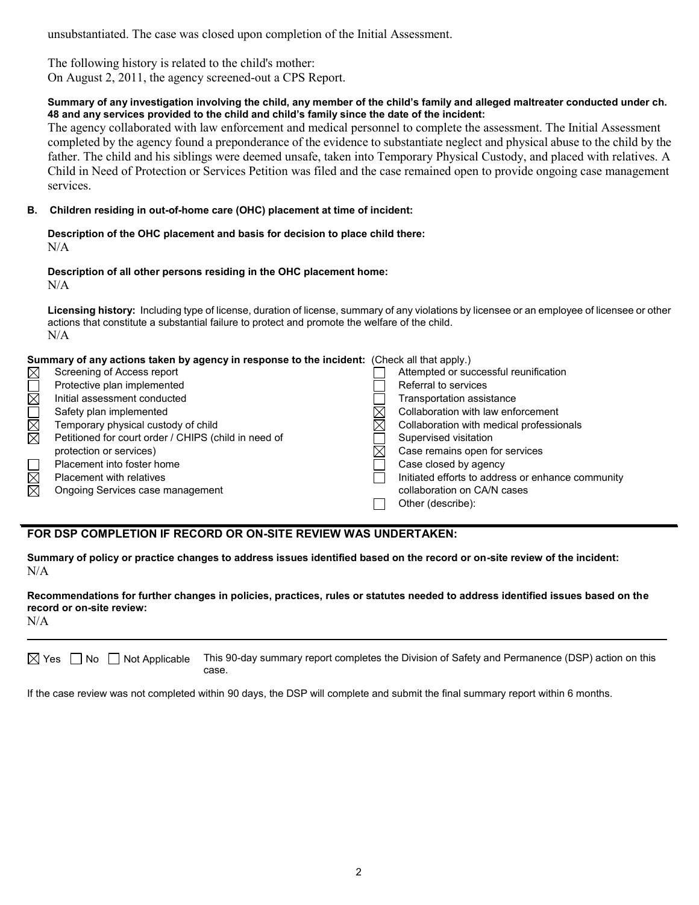unsubstantiated. The case was closed upon completion of the Initial Assessment.

The following history is related to the child's mother:
On August 2, 2011, the agency screened-out a CPS Report.

**Summary of any investigation involving the child, any member of the child's family and alleged maltreater conducted under ch. 48 and any services provided to the child and child's family since the date of the incident:**

The agency collaborated with law enforcement and medical personnel to complete the assessment. The Initial Assessment completed by the agency found a preponderance of the evidence to substantiate neglect and physical abuse to the child by the father. The child and his siblings were deemed unsafe, taken into Temporary Physical Custody, and placed with relatives. A Child in Need of Protection or Services Petition was filed and the case remained open to provide ongoing case management services.

**B. Children residing in out-of-home care (OHC) placement at time of incident:**

**Description of the OHC placement and basis for decision to place child there:**
N/A

**Description of all other persons residing in the OHC placement home:**
N/A

**Licensing history:** Including type of license, duration of license, summary of any violations by licensee or an employee of licensee or other actions that constitute a substantial failure to protect and promote the welfare of the child.
N/A

**Summary of any actions taken by agency in response to the incident:** (Check all that apply.)

- ☒ Screening of Access report
- ☐ Protective plan implemented
- ☒ Initial assessment conducted
- ☐ Safety plan implemented
- ☒ Temporary physical custody of child
- ☒ Petitioned for court order / CHIPS (child in need of protection or services)
- ☐ Placement into foster home
- ☒ Placement with relatives
- ☒ Ongoing Services case management
- ☐ Attempted or successful reunification
- ☐ Referral to services
- ☐ Transportation assistance
- ☒ Collaboration with law enforcement
- ☒ Collaboration with medical professionals
- ☐ Supervised visitation
- ☒ Case remains open for services
- ☐ Case closed by agency
- ☐ Initiated efforts to address or enhance community collaboration on CA/N cases
- ☐ Other (describe):

## FOR DSP COMPLETION IF RECORD OR ON-SITE REVIEW WAS UNDERTAKEN:

**Summary of policy or practice changes to address issues identified based on the record or on-site review of the incident:**
N/A

**Recommendations for further changes in policies, practices, rules or statutes needed to address identified issues based on the record or on-site review:**
N/A

☒ Yes ☐ No ☐ Not Applicable This 90-day summary report completes the Division of Safety and Permanence (DSP) action on this case.

If the case review was not completed within 90 days, the DSP will complete and submit the final summary report within 6 months.